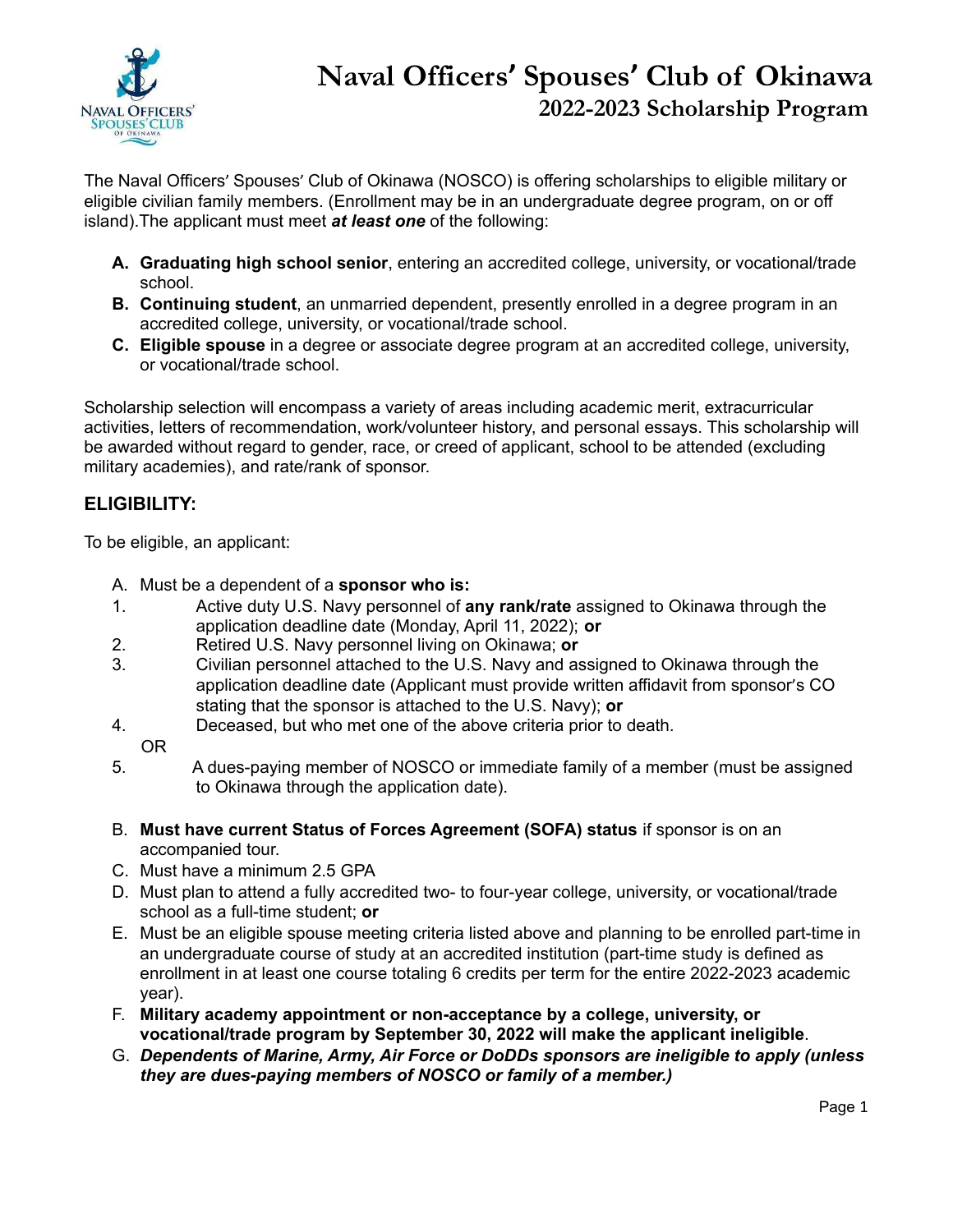# Naval Officers' Spouses' Club of Okinawa

## 2022-2023 Scholarship Program

The Naval Officers' Spouses' Club of Okinawa (NOSCO) is offering scholarships to eligible military or eligible civilian family members. (Enrollment may be in an undergraduate degree program, on or off island).The applicant must meet ***at least one*** of the following:

- **A. Graduating high school senior**, entering an accredited college, university, or vocational/trade school.
- **B. Continuing student**, an unmarried dependent, presently enrolled in a degree program in an accredited college, university, or vocational/trade school.
- **C. Eligible spouse** in a degree or associate degree program at an accredited college, university, or vocational/trade school.

Scholarship selection will encompass a variety of areas including academic merit, extracurricular activities, letters of recommendation, work/volunteer history, and personal essays. This scholarship will be awarded without regard to gender, race, or creed of applicant, school to be attended (excluding military academies), and rate/rank of sponsor.

### ELIGIBILITY:

To be eligible, an applicant:

A. Must be a dependent of a **sponsor who is:**

1. Active duty U.S. Navy personnel of **any rank/rate** assigned to Okinawa through the application deadline date (Monday, April 11, 2022); **or**
2. Retired U.S. Navy personnel living on Okinawa; **or**
3. Civilian personnel attached to the U.S. Navy and assigned to Okinawa through the application deadline date (Applicant must provide written affidavit from sponsor's CO stating that the sponsor is attached to the U.S. Navy); **or**
4. Deceased, but who met one of the above criteria prior to death.

OR

5. A dues-paying member of NOSCO or immediate family of a member (must be assigned to Okinawa through the application date).

B. **Must have current Status of Forces Agreement (SOFA) status** if sponsor is on an accompanied tour.

C. Must have a minimum 2.5 GPA

D. Must plan to attend a fully accredited two- to four-year college, university, or vocational/trade school as a full-time student; **or**

E. Must be an eligible spouse meeting criteria listed above and planning to be enrolled part-time in an undergraduate course of study at an accredited institution (part-time study is defined as enrollment in at least one course totaling 6 credits per term for the entire 2022-2023 academic year).

F. **Military academy appointment or non-acceptance by a college, university, or vocational/trade program by September 30, 2022 will make the applicant ineligible**.

G. ***Dependents of Marine, Army, Air Force or DoDDs sponsors are ineligible to apply (unless they are dues-paying members of NOSCO or family of a member.)***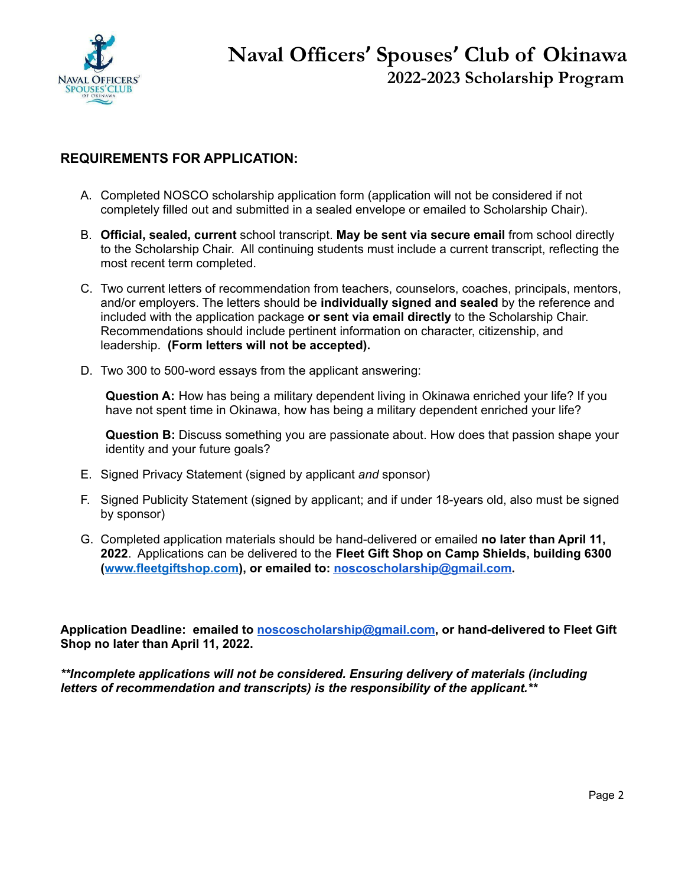# Naval Officers' Spouses' Club of Okinawa
## 2022-2023 Scholarship Program

### REQUIREMENTS FOR APPLICATION:

A. Completed NOSCO scholarship application form (application will not be considered if not completely filled out and submitted in a sealed envelope or emailed to Scholarship Chair).

B. **Official, sealed, current** school transcript. **May be sent via secure email** from school directly to the Scholarship Chair. All continuing students must include a current transcript, reflecting the most recent term completed.

C. Two current letters of recommendation from teachers, counselors, coaches, principals, mentors, and/or employers. The letters should be **individually signed and sealed** by the reference and included with the application package **or sent via email directly** to the Scholarship Chair. Recommendations should include pertinent information on character, citizenship, and leadership. **(Form letters will not be accepted).**

D. Two 300 to 500-word essays from the applicant answering:

   **Question A:** How has being a military dependent living in Okinawa enriched your life? If you have not spent time in Okinawa, how has being a military dependent enriched your life?

   **Question B:** Discuss something you are passionate about. How does that passion shape your identity and your future goals?

E. Signed Privacy Statement (signed by applicant *and* sponsor)

F. Signed Publicity Statement (signed by applicant; and if under 18-years old, also must be signed by sponsor)

G. Completed application materials should be hand-delivered or emailed **no later than April 11, 2022**. Applications can be delivered to the **Fleet Gift Shop on Camp Shields, building 6300 ([www.fleetgiftshop.com](http://www.fleetgiftshop.com)), or emailed to: [noscoscholarship@gmail.com](mailto:noscoscholarship@gmail.com).**

**Application Deadline: emailed to [noscoscholarship@gmail.com](mailto:noscoscholarship@gmail.com), or hand-delivered to Fleet Gift Shop no later than April 11, 2022.**

***\*\*Incomplete applications will not be considered. Ensuring delivery of materials (including letters of recommendation and transcripts) is the responsibility of the applicant.\*\****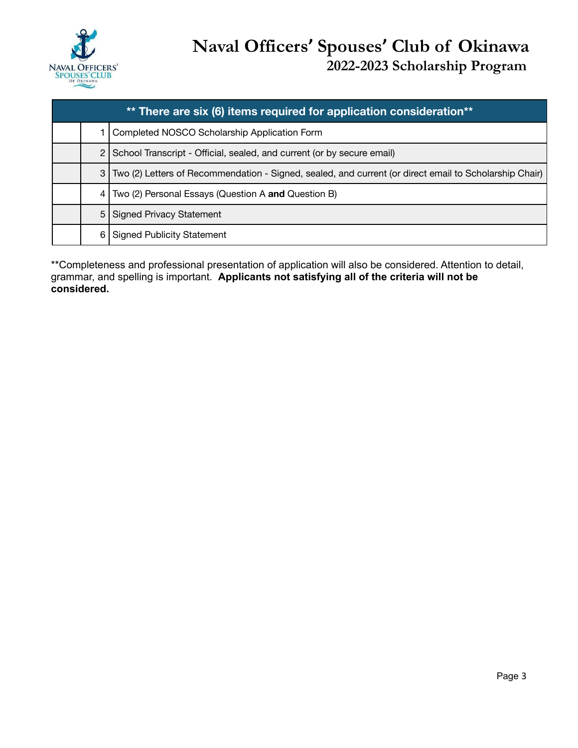# Naval Officers' Spouses' Club of Okinawa

## 2022-2023 Scholarship Program

| ** There are six (6) items required for application consideration** | | |
|---|---|---|
| | 1 | Completed NOSCO Scholarship Application Form |
| | 2 | School Transcript - Official, sealed, and current (or by secure email) |
| | 3 | Two (2) Letters of Recommendation - Signed, sealed, and current (or direct email to Scholarship Chair) |
| | 4 | Two (2) Personal Essays (Question A **and** Question B) |
| | 5 | Signed Privacy Statement |
| | 6 | Signed Publicity Statement |

**Completeness and professional presentation of application will also be considered. Attention to detail, grammar, and spelling is important. **Applicants not satisfying all of the criteria will not be considered.**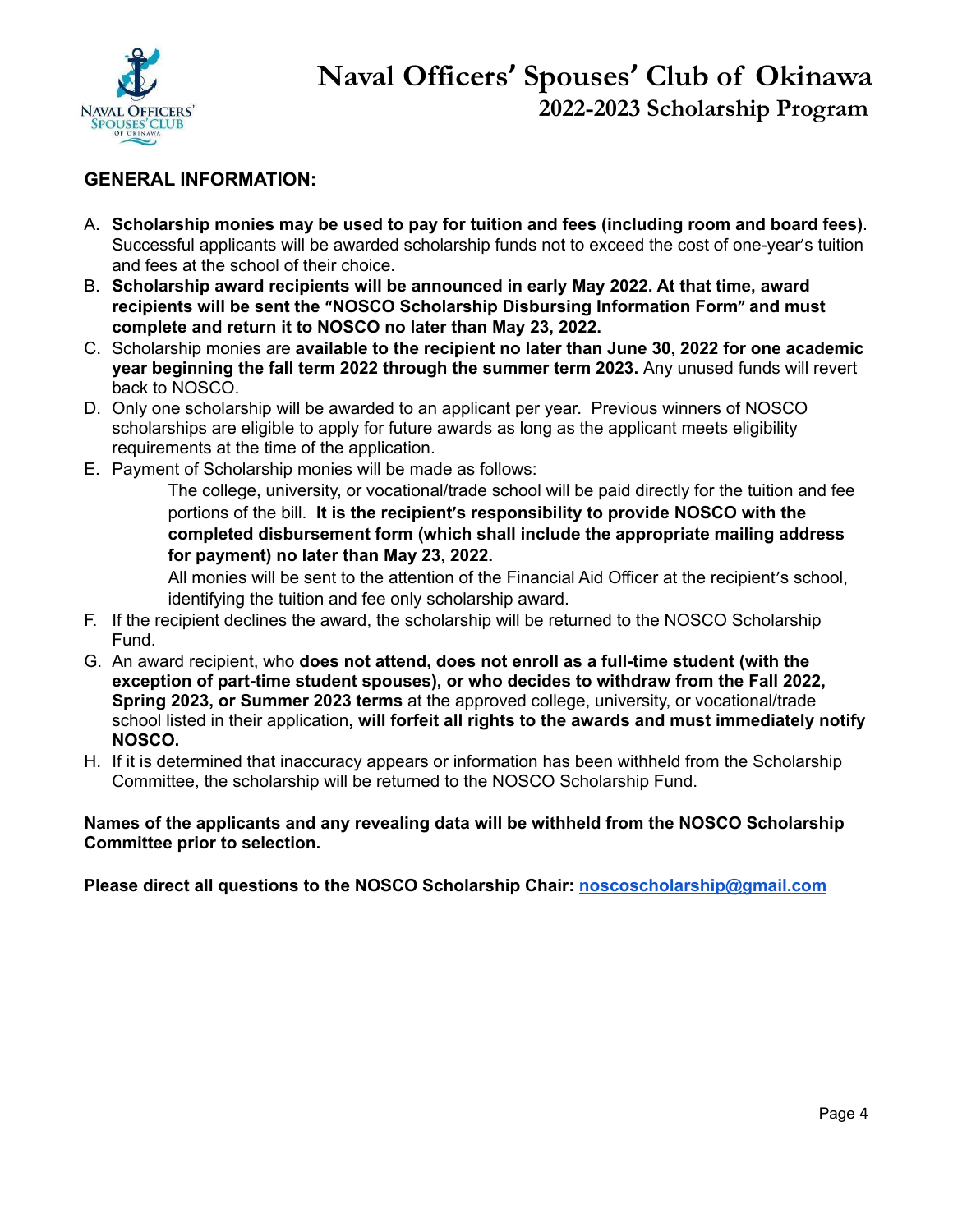# Naval Officers' Spouses' Club of Okinawa
## 2022-2023 Scholarship Program

### GENERAL INFORMATION:

A. **Scholarship monies may be used to pay for tuition and fees (including room and board fees)**. Successful applicants will be awarded scholarship funds not to exceed the cost of one-year's tuition and fees at the school of their choice.

B. **Scholarship award recipients will be announced in early May 2022. At that time, award recipients will be sent the "NOSCO Scholarship Disbursing Information Form" and must complete and return it to NOSCO no later than May 23, 2022.**

C. Scholarship monies are **available to the recipient no later than June 30, 2022 for one academic year beginning the fall term 2022 through the summer term 2023.** Any unused funds will revert back to NOSCO.

D. Only one scholarship will be awarded to an applicant per year. Previous winners of NOSCO scholarships are eligible to apply for future awards as long as the applicant meets eligibility requirements at the time of the application.

E. Payment of Scholarship monies will be made as follows:

   The college, university, or vocational/trade school will be paid directly for the tuition and fee portions of the bill. **It is the recipient's responsibility to provide NOSCO with the completed disbursement form (which shall include the appropriate mailing address for payment) no later than May 23, 2022.**

   All monies will be sent to the attention of the Financial Aid Officer at the recipient's school, identifying the tuition and fee only scholarship award.

F. If the recipient declines the award, the scholarship will be returned to the NOSCO Scholarship Fund.

G. An award recipient, who **does not attend, does not enroll as a full-time student (with the exception of part-time student spouses), or who decides to withdraw from the Fall 2022, Spring 2023, or Summer 2023 terms** at the approved college, university, or vocational/trade school listed in their application**, will forfeit all rights to the awards and must immediately notify NOSCO.**

H. If it is determined that inaccuracy appears or information has been withheld from the Scholarship Committee, the scholarship will be returned to the NOSCO Scholarship Fund.

**Names of the applicants and any revealing data will be withheld from the NOSCO Scholarship Committee prior to selection.**

**Please direct all questions to the NOSCO Scholarship Chair: [noscoscholarship@gmail.com](mailto:noscoscholarship@gmail.com)**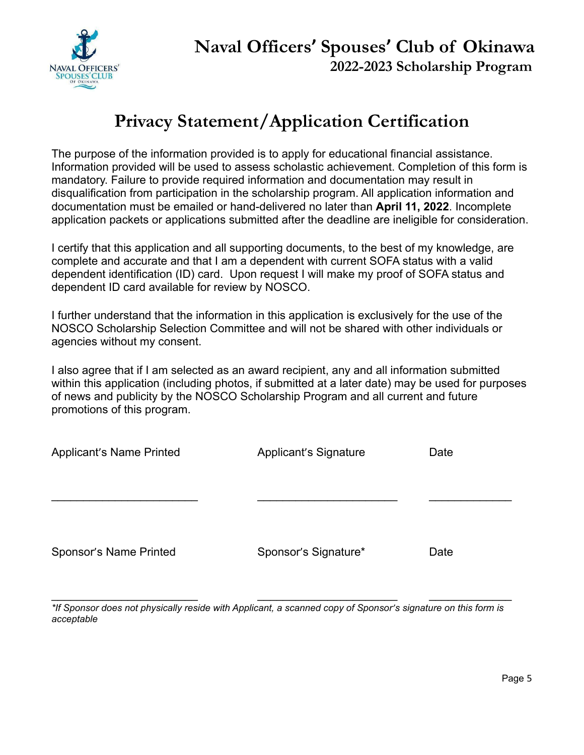# Naval Officers' Spouses' Club of Okinawa
## 2022-2023 Scholarship Program

# Privacy Statement/Application Certification

The purpose of the information provided is to apply for educational financial assistance. Information provided will be used to assess scholastic achievement. Completion of this form is mandatory. Failure to provide required information and documentation may result in disqualification from participation in the scholarship program. All application information and documentation must be emailed or hand-delivered no later than **April 11, 2022**. Incomplete application packets or applications submitted after the deadline are ineligible for consideration.

I certify that this application and all supporting documents, to the best of my knowledge, are complete and accurate and that I am a dependent with current SOFA status with a valid dependent identification (ID) card. Upon request I will make my proof of SOFA status and dependent ID card available for review by NOSCO.

I further understand that the information in this application is exclusively for the use of the NOSCO Scholarship Selection Committee and will not be shared with other individuals or agencies without my consent.

I also agree that if I am selected as an award recipient, any and all information submitted within this application (including photos, if submitted at a later date) may be used for purposes of news and publicity by the NOSCO Scholarship Program and all current and future promotions of this program.

| Applicant's Name Printed | Applicant's Signature | Date |
|---|---|---|
| ________________________ | ______________________ | _____________ |

| Sponsor's Name Printed | Sponsor's Signature* | Date |
|---|---|---|
| ________________________ | ______________________ | _____________ |

*\*If Sponsor does not physically reside with Applicant, a scanned copy of Sponsor's signature on this form is acceptable*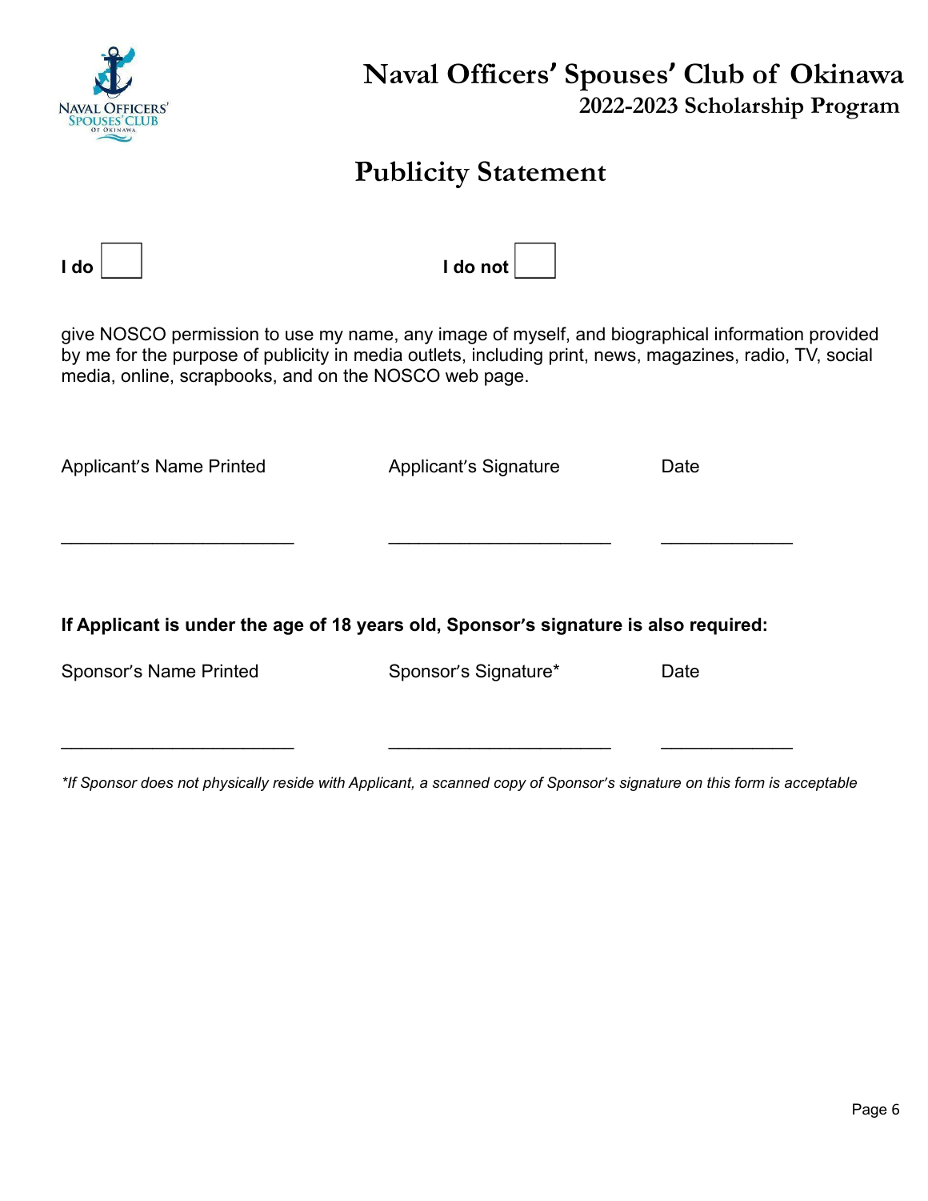# Naval Officers' Spouses' Club of Okinawa

## 2022-2023 Scholarship Program

## Publicity Statement

**I do** ☐  **I do not** ☐

give NOSCO permission to use my name, any image of myself, and biographical information provided by me for the purpose of publicity in media outlets, including print, news, magazines, radio, TV, social media, online, scrapbooks, and on the NOSCO web page.

| Applicant's Name Printed | Applicant's Signature | Date |
| --- | --- | --- |
| ________________________ | ________________________ | ____________ |

**If Applicant is under the age of 18 years old, Sponsor's signature is also required:**

| Sponsor's Name Printed | Sponsor's Signature* | Date |
| --- | --- | --- |
| ________________________ | ________________________ | ____________ |

*\*If Sponsor does not physically reside with Applicant, a scanned copy of Sponsor's signature on this form is acceptable*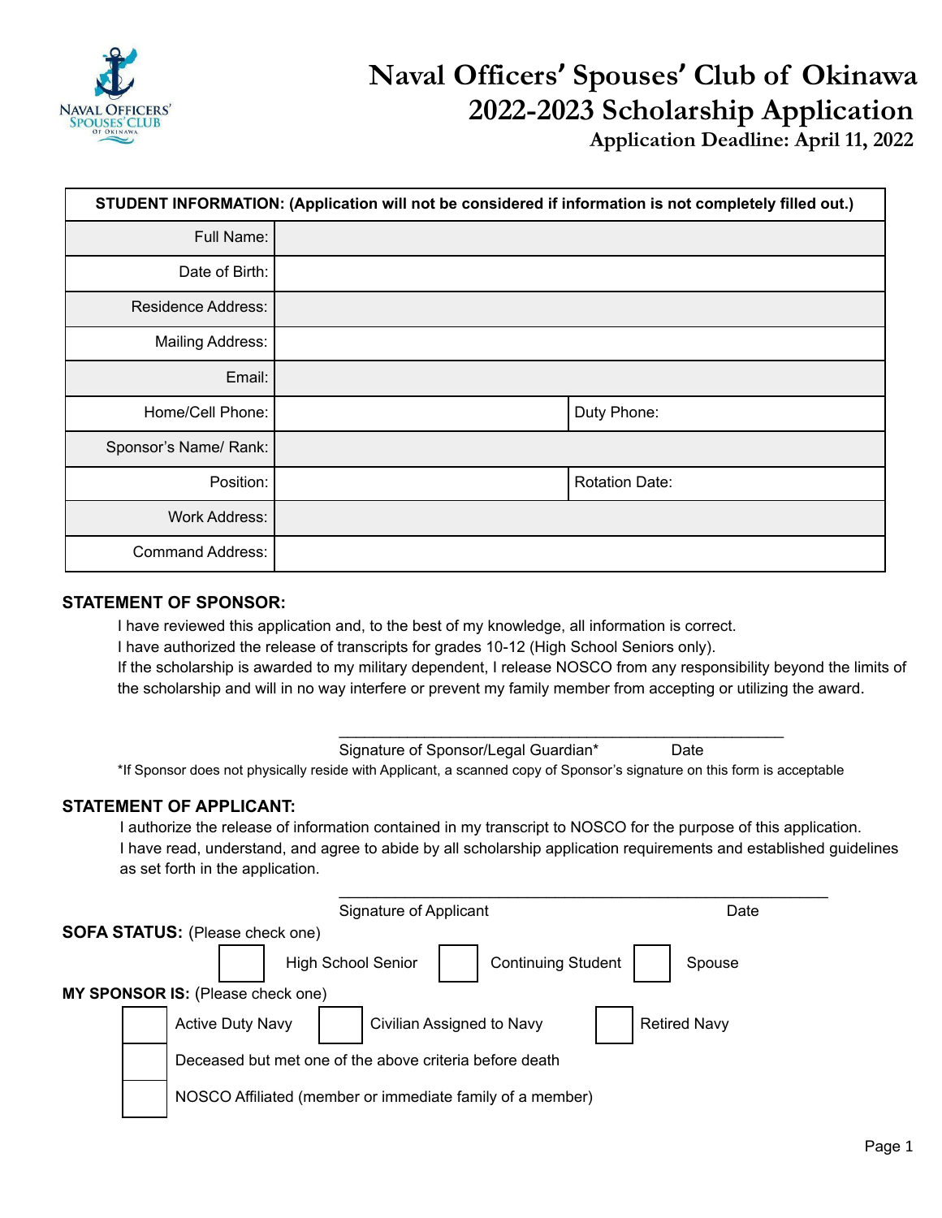# Naval Officers' Spouses' Club of Okinawa
## 2022-2023 Scholarship Application
### Application Deadline: April 11, 2022

| STUDENT INFORMATION: (Application will not be considered if information is not completely filled out.) | | |
|---|---|---|
| Full Name: | | |
| Date of Birth: | | |
| Residence Address: | | |
| Mailing Address: | | |
| Email: | | |
| Home/Cell Phone: | | Duty Phone: |
| Sponsor's Name/ Rank: | | |
| Position: | | Rotation Date: |
| Work Address: | | |
| Command Address: | | |

**STATEMENT OF SPONSOR:**

I have reviewed this application and, to the best of my knowledge, all information is correct.
I have authorized the release of transcripts for grades 10-12 (High School Seniors only).
If the scholarship is awarded to my military dependent, I release NOSCO from any responsibility beyond the limits of the scholarship and will in no way interfere or prevent my family member from accepting or utilizing the award.

_______________________________________________
Signature of Sponsor/Legal Guardian* Date

*If Sponsor does not physically reside with Applicant, a scanned copy of Sponsor's signature on this form is acceptable

**STATEMENT OF APPLICANT:**

I authorize the release of information contained in my transcript to NOSCO for the purpose of this application.
I have read, understand, and agree to abide by all scholarship application requirements and established guidelines as set forth in the application.

_______________________________________________
Signature of Applicant Date

**SOFA STATUS:** (Please check one)

☐ High School Senior ☐ Continuing Student ☐ Spouse

**MY SPONSOR IS:** (Please check one)

☐ Active Duty Navy ☐ Civilian Assigned to Navy ☐ Retired Navy

☐ Deceased but met one of the above criteria before death

☐ NOSCO Affiliated (member or immediate family of a member)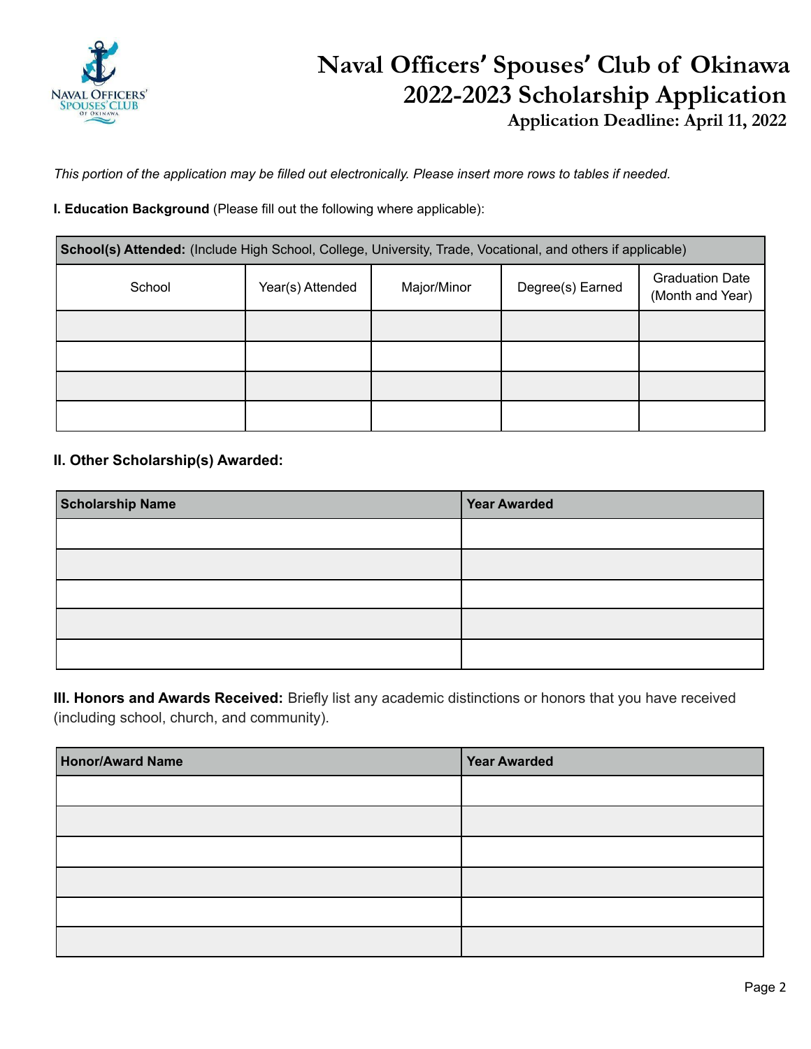# Naval Officers' Spouses' Club of Okinawa
## 2022-2023 Scholarship Application
### Application Deadline: April 11, 2022

*This portion of the application may be filled out electronically. Please insert more rows to tables if needed.*

**I. Education Background** (Please fill out the following where applicable):

| **School(s) Attended:** (Include High School, College, University, Trade, Vocational, and others if applicable) | | | | |
|---|---|---|---|---|
| School | Year(s) Attended | Major/Minor | Degree(s) Earned | Graduation Date (Month and Year) |
| | | | | |
| | | | | |
| | | | | |
| | | | | |

**II. Other Scholarship(s) Awarded:**

| Scholarship Name | Year Awarded |
|---|---|
| | |
| | |
| | |
| | |
| | |

**III. Honors and Awards Received:** Briefly list any academic distinctions or honors that you have received (including school, church, and community).

| Honor/Award Name | Year Awarded |
|---|---|
| | |
| | |
| | |
| | |
| | |
| | |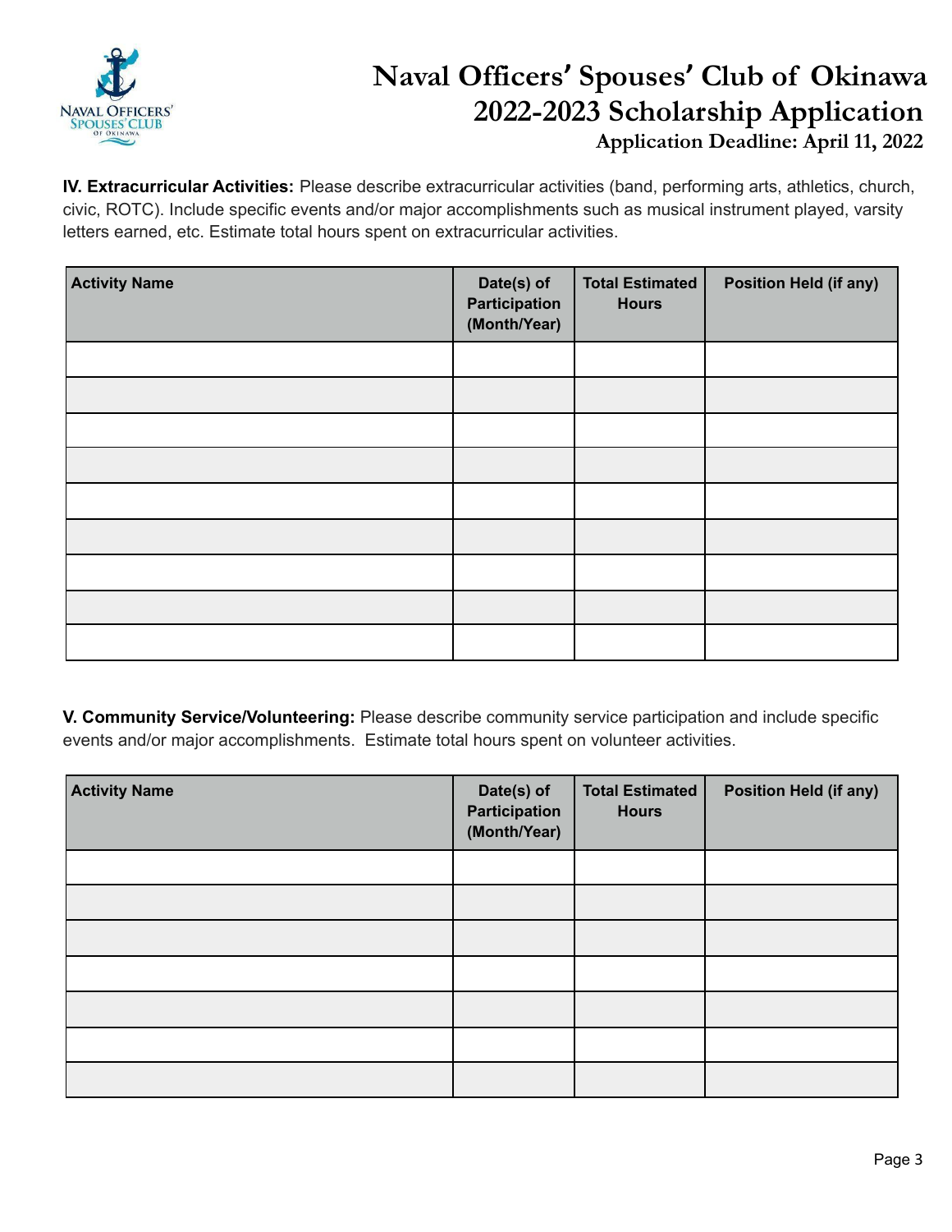# Naval Officers' Spouses' Club of Okinawa
## 2022-2023 Scholarship Application
### Application Deadline: April 11, 2022

**IV. Extracurricular Activities:** Please describe extracurricular activities (band, performing arts, athletics, church, civic, ROTC). Include specific events and/or major accomplishments such as musical instrument played, varsity letters earned, etc. Estimate total hours spent on extracurricular activities.

| Activity Name | Date(s) of Participation (Month/Year) | Total Estimated Hours | Position Held (if any) |
|---|---|---|---|
| | | | |
| | | | |
| | | | |
| | | | |
| | | | |
| | | | |
| | | | |
| | | | |
| | | | |

**V. Community Service/Volunteering:** Please describe community service participation and include specific events and/or major accomplishments. Estimate total hours spent on volunteer activities.

| Activity Name | Date(s) of Participation (Month/Year) | Total Estimated Hours | Position Held (if any) |
|---|---|---|---|
| | | | |
| | | | |
| | | | |
| | | | |
| | | | |
| | | | |
| | | | |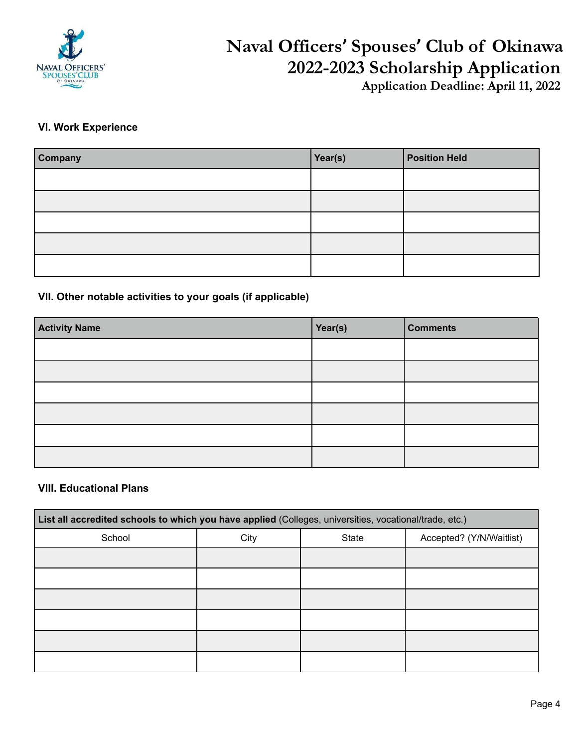# Naval Officers' Spouses' Club of Okinawa
## 2022-2023 Scholarship Application
### Application Deadline: April 11, 2022

**VI. Work Experience**

| Company | Year(s) | Position Held |
|---|---|---|
| | | |
| | | |
| | | |
| | | |
| | | |

**VII. Other notable activities to your goals (if applicable)**

| Activity Name | Year(s) | Comments |
|---|---|---|
| | | |
| | | |
| | | |
| | | |
| | | |
| | | |

**VIII. Educational Plans**

| **List all accredited schools to which you have applied** (Colleges, universities, vocational/trade, etc.) | | | |
|---|---|---|---|
| School | City | State | Accepted? (Y/N/Waitlist) |
| | | | |
| | | | |
| | | | |
| | | | |
| | | | |
| | | | |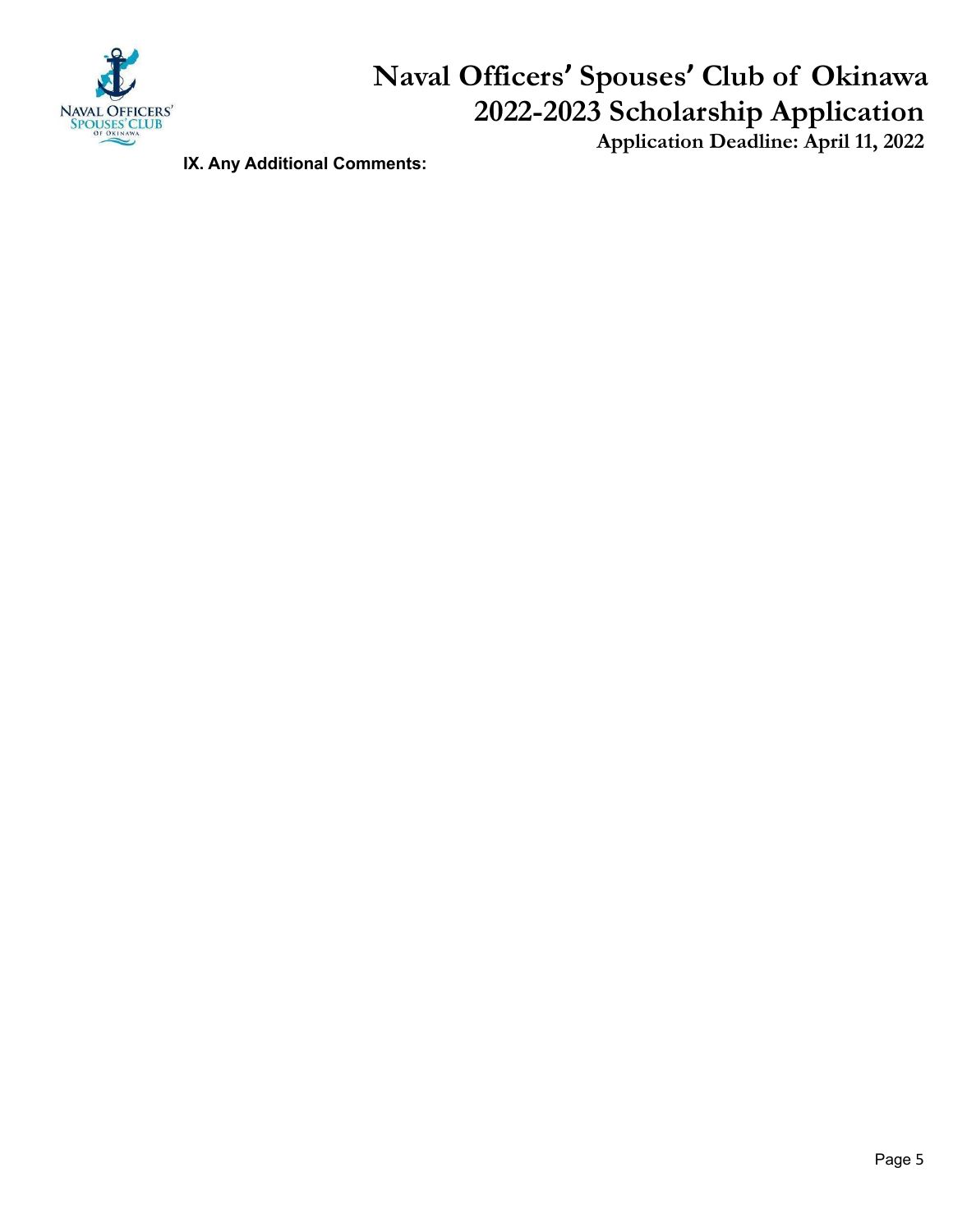**IX. Any Additional Comments:**